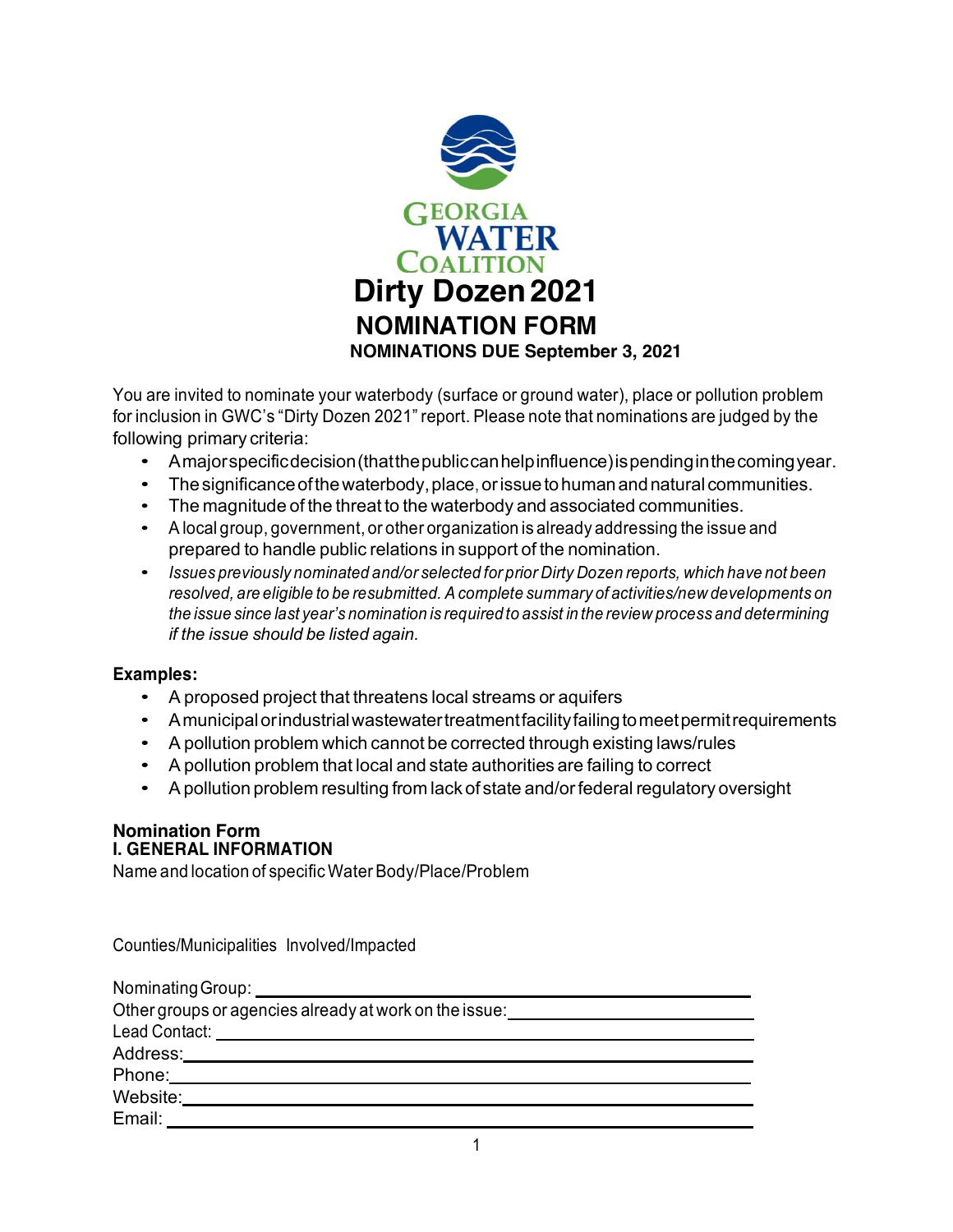Georgia Water Coalition

# Dirty Dozen 2021

## NOMINATION FORM

**NOMINATIONS DUE September 3, 2021**

You are invited to nominate your waterbody (surface or ground water), place or pollution problem for inclusion in GWC's "Dirty Dozen 2021" report. Please note that nominations are judged by the following primary criteria:

- A major specific decision (that the public can help influence) is pending in the coming year.
- The significance of the waterbody, place, or issue to human and natural communities.
- The magnitude of the threat to the waterbody and associated communities.
- A local group, government, or other organization is already addressing the issue and prepared to handle public relations in support of the nomination.
- *Issues previously nominated and/or selected for prior Dirty Dozen reports, which have not been resolved, are eligible to be resubmitted. A complete summary of activities/new developments on the issue since last year's nomination is required to assist in the review process and determining if the issue should be listed again.*

**Examples:**

- A proposed project that threatens local streams or aquifers
- A municipal or industrial wastewater treatment facility failing to meet permit requirements
- A pollution problem which cannot be corrected through existing laws/rules
- A pollution problem that local and state authorities are failing to correct
- A pollution problem resulting from lack of state and/or federal regulatory oversight

### Nomination Form

### I. GENERAL INFORMATION

Name and location of specific Water Body/Place/Problem

Counties/Municipalities Involved/Impacted

Nominating Group: ____________________

Other groups or agencies already at work on the issue: ____________________

Lead Contact: ____________________

Address: ____________________

Phone: ____________________

Website: ____________________

Email: ____________________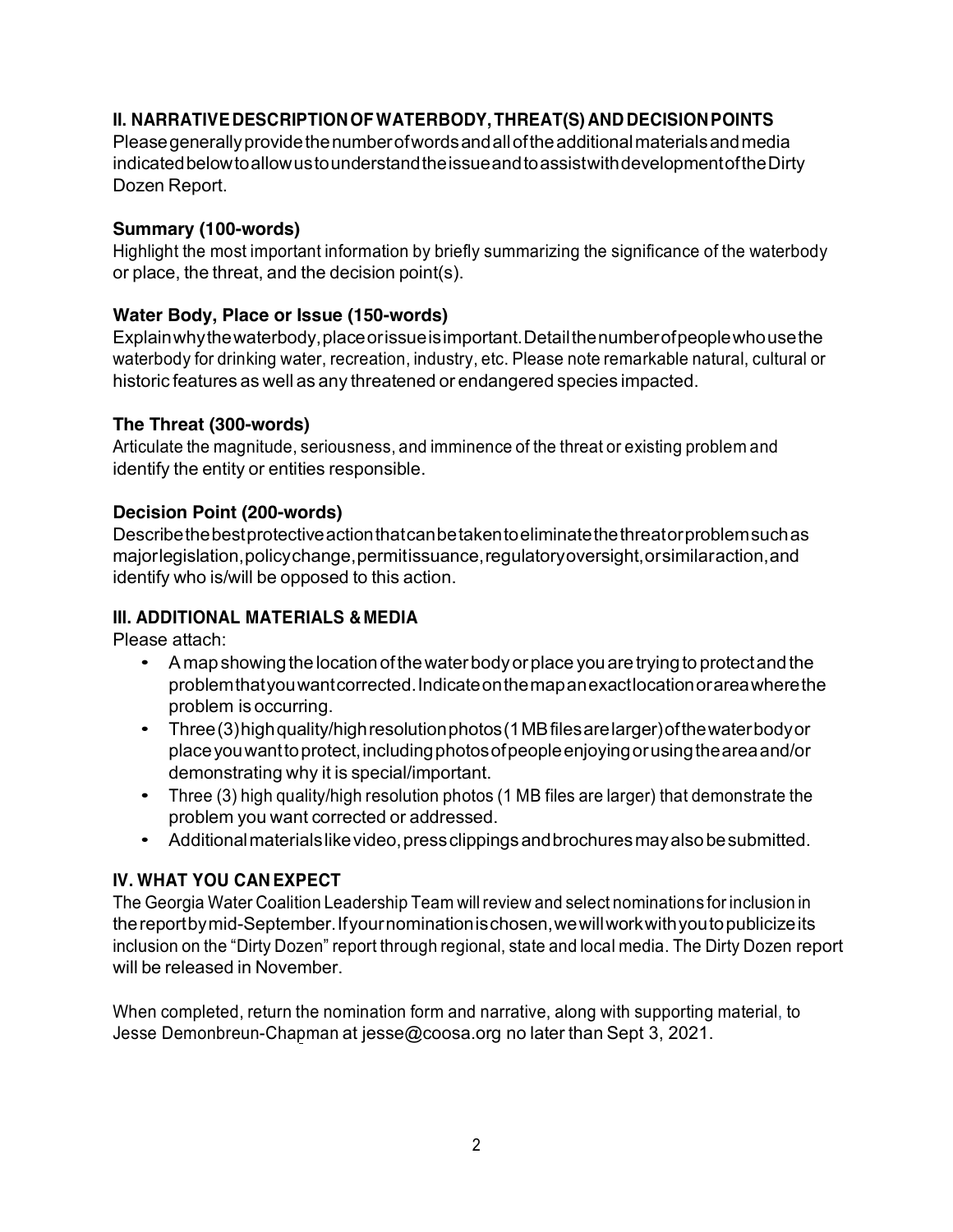## II. NARRATIVE DESCRIPTION OF WATERBODY, THREAT(S) AND DECISION POINTS

Please generally provide the number of words and all of the additional materials and media indicated below to allow us to understand the issue and to assist with development of the Dirty Dozen Report.

### Summary (100-words)

Highlight the most important information by briefly summarizing the significance of the waterbody or place, the threat, and the decision point(s).

### Water Body, Place or Issue (150-words)

Explain why the waterbody, place or issue is important. Detail the number of people who use the waterbody for drinking water, recreation, industry, etc. Please note remarkable natural, cultural or historic features as well as any threatened or endangered species impacted.

### The Threat (300-words)

Articulate the magnitude, seriousness, and imminence of the threat or existing problem and identify the entity or entities responsible.

### Decision Point (200-words)

Describe the best protective action that can be taken to eliminate the threat or problem such as major legislation, policy change, permit issuance, regulatory oversight, or similar action, and identify who is/will be opposed to this action.

## III. ADDITIONAL MATERIALS & MEDIA

Please attach:

- A map showing the location of the water body or place you are trying to protect and the problem that you want corrected. Indicate on the map an exact location or area where the problem is occurring.
- Three (3) high quality/high resolution photos (1 MB files are larger) of the water body or place you want to protect, including photos of people enjoying or using the area and/or demonstrating why it is special/important.
- Three (3) high quality/high resolution photos (1 MB files are larger) that demonstrate the problem you want corrected or addressed.
- Additional materials like video, press clippings and brochures may also be submitted.

## IV. WHAT YOU CAN EXPECT

The Georgia Water Coalition Leadership Team will review and select nominations for inclusion in the report by mid-September. If your nomination is chosen, we will work with you to publicize its inclusion on the "Dirty Dozen" report through regional, state and local media. The Dirty Dozen report will be released in November.

When completed, return the nomination form and narrative, along with supporting material, to Jesse Demonbreun-Chapman at jesse@coosa.org no later than Sept 3, 2021.